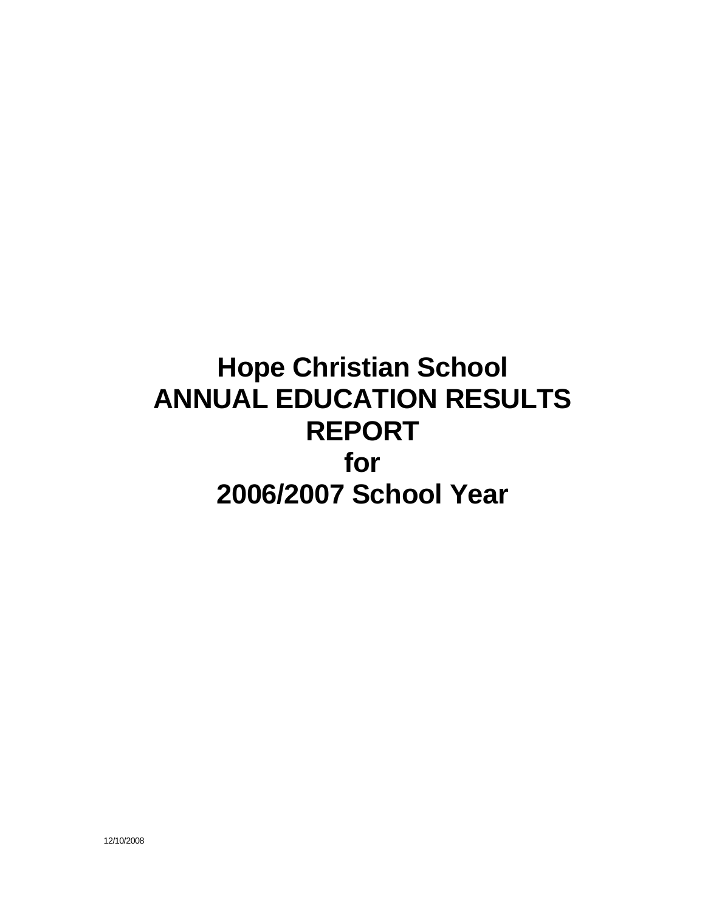# Hope Christian School
# ANNUAL EDUCATION RESULTS REPORT
# for
# 2006/2007 School Year

12/10/2008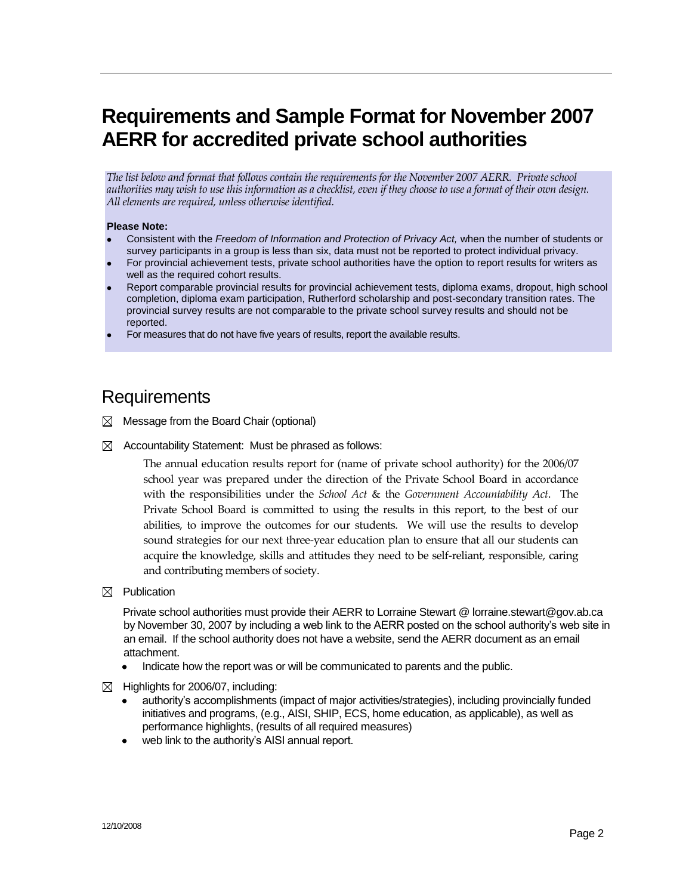# Requirements and Sample Format for November 2007 AERR for accredited private school authorities

*The list below and format that follows contain the requirements for the November 2007 AERR. Private school authorities may wish to use this information as a checklist, even if they choose to use a format of their own design. All elements are required, unless otherwise identified.*

**Please Note:**

- Consistent with the *Freedom of Information and Protection of Privacy Act,* when the number of students or survey participants in a group is less than six, data must not be reported to protect individual privacy.
- For provincial achievement tests, private school authorities have the option to report results for writers as well as the required cohort results.
- Report comparable provincial results for provincial achievement tests, diploma exams, dropout, high school completion, diploma exam participation, Rutherford scholarship and post-secondary transition rates. The provincial survey results are not comparable to the private school survey results and should not be reported.
- For measures that do not have five years of results, report the available results.

## Requirements

☒ Message from the Board Chair (optional)

☒ Accountability Statement: Must be phrased as follows:

> The annual education results report for (name of private school authority) for the 2006/07 school year was prepared under the direction of the Private School Board in accordance with the responsibilities under the *School Act* & the *Government Accountability Act*. The Private School Board is committed to using the results in this report, to the best of our abilities, to improve the outcomes for our students. We will use the results to develop sound strategies for our next three-year education plan to ensure that all our students can acquire the knowledge, skills and attitudes they need to be self-reliant, responsible, caring and contributing members of society.

☒ Publication

Private school authorities must provide their AERR to Lorraine Stewart @ lorraine.stewart@gov.ab.ca by November 30, 2007 by including a web link to the AERR posted on the school authority's web site in an email. If the school authority does not have a website, send the AERR document as an email attachment.

- Indicate how the report was or will be communicated to parents and the public.

☒ Highlights for 2006/07, including:

- authority's accomplishments (impact of major activities/strategies), including provincially funded initiatives and programs, (e.g., AISI, SHIP, ECS, home education, as applicable), as well as performance highlights, (results of all required measures)
- web link to the authority's AISI annual report.

12/10/2008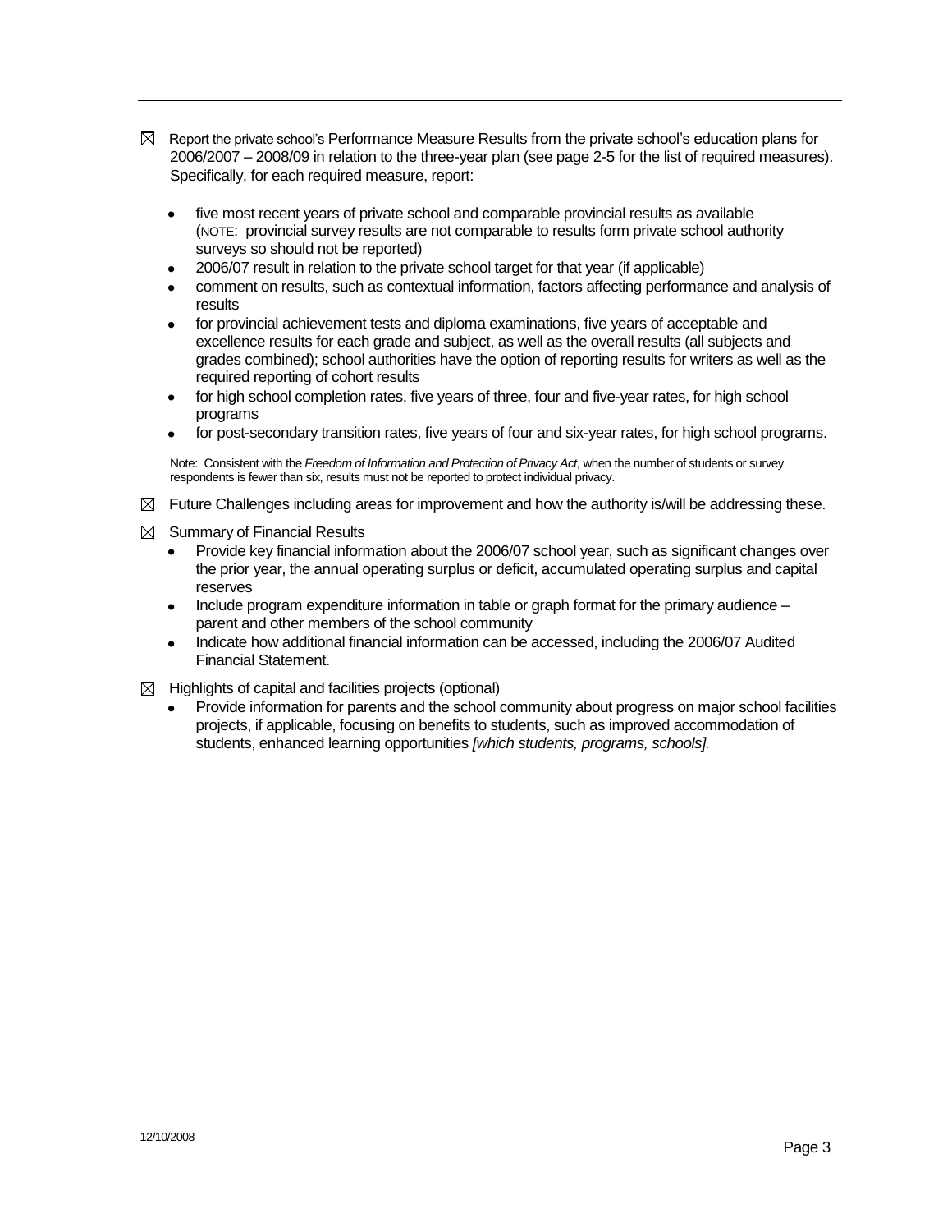- ☒ Report the private school's Performance Measure Results from the private school's education plans for 2006/2007 – 2008/09 in relation to the three-year plan (see page 2-5 for the list of required measures). Specifically, for each required measure, report:

  - five most recent years of private school and comparable provincial results as available (NOTE: provincial survey results are not comparable to results form private school authority surveys so should not be reported)
  - 2006/07 result in relation to the private school target for that year (if applicable)
  - comment on results, such as contextual information, factors affecting performance and analysis of results
  - for provincial achievement tests and diploma examinations, five years of acceptable and excellence results for each grade and subject, as well as the overall results (all subjects and grades combined); school authorities have the option of reporting results for writers as well as the required reporting of cohort results
  - for high school completion rates, five years of three, four and five-year rates, for high school programs
  - for post-secondary transition rates, five years of four and six-year rates, for high school programs.

  Note: Consistent with the *Freedom of Information and Protection of Privacy Act*, when the number of students or survey respondents is fewer than six, results must not be reported to protect individual privacy.

- ☒ Future Challenges including areas for improvement and how the authority is/will be addressing these.

- ☒ Summary of Financial Results
  - Provide key financial information about the 2006/07 school year, such as significant changes over the prior year, the annual operating surplus or deficit, accumulated operating surplus and capital reserves
  - Include program expenditure information in table or graph format for the primary audience – parent and other members of the school community
  - Indicate how additional financial information can be accessed, including the 2006/07 Audited Financial Statement.

- ☒ Highlights of capital and facilities projects (optional)
  - Provide information for parents and the school community about progress on major school facilities projects, if applicable, focusing on benefits to students, such as improved accommodation of students, enhanced learning opportunities *[which students, programs, schools].*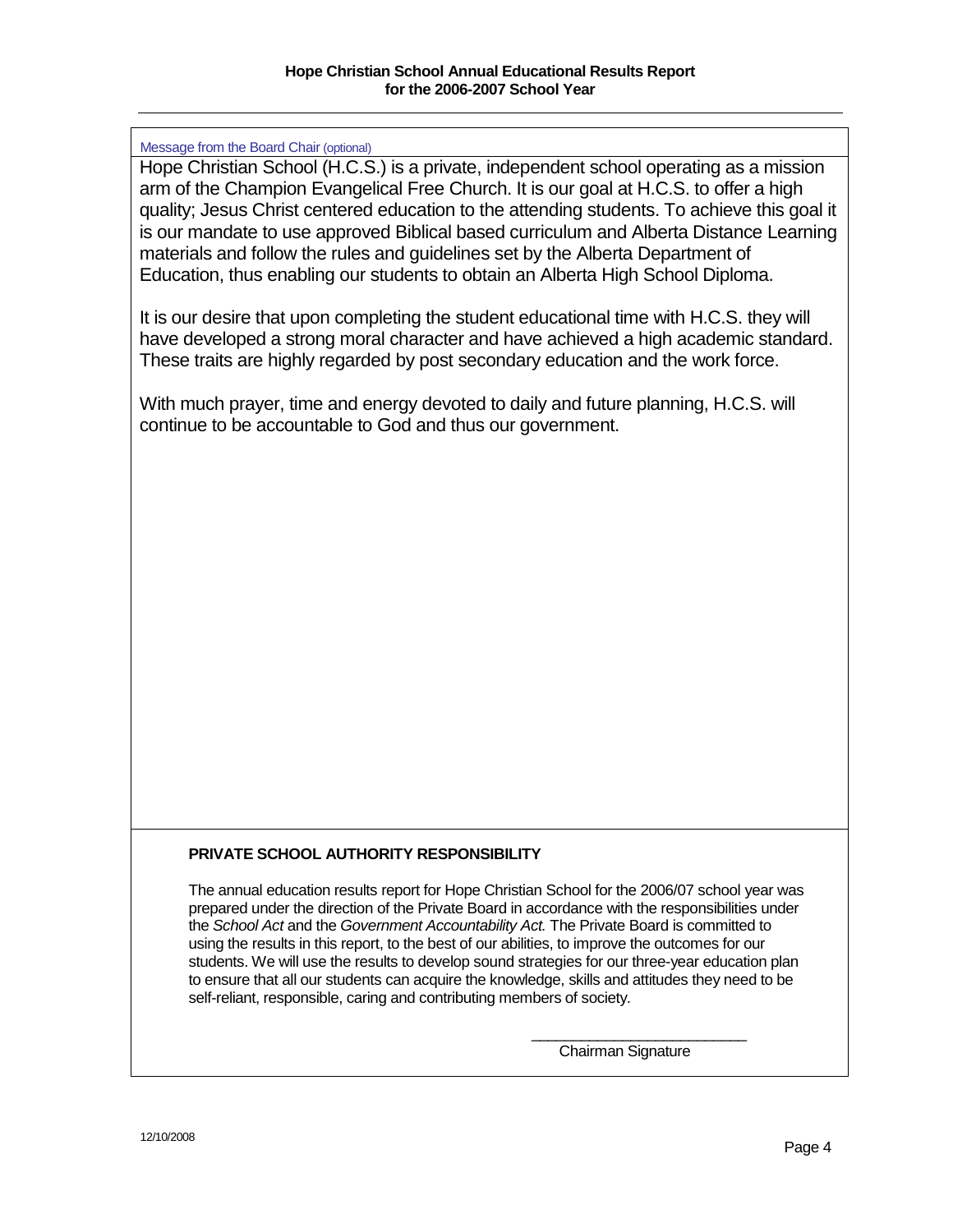Message from the Board Chair (optional)

Hope Christian School (H.C.S.) is a private, independent school operating as a mission arm of the Champion Evangelical Free Church. It is our goal at H.C.S. to offer a high quality; Jesus Christ centered education to the attending students. To achieve this goal it is our mandate to use approved Biblical based curriculum and Alberta Distance Learning materials and follow the rules and guidelines set by the Alberta Department of Education, thus enabling our students to obtain an Alberta High School Diploma.

It is our desire that upon completing the student educational time with H.C.S. they will have developed a strong moral character and have achieved a high academic standard. These traits are highly regarded by post secondary education and the work force.

With much prayer, time and energy devoted to daily and future planning, H.C.S. will continue to be accountable to God and thus our government.

**PRIVATE SCHOOL AUTHORITY RESPONSIBILITY**

The annual education results report for Hope Christian School for the 2006/07 school year was prepared under the direction of the Private Board in accordance with the responsibilities under the *School Act* and the *Government Accountability Act.* The Private Board is committed to using the results in this report, to the best of our abilities, to improve the outcomes for our students. We will use the results to develop sound strategies for our three-year education plan to ensure that all our students can acquire the knowledge, skills and attitudes they need to be self-reliant, responsible, caring and contributing members of society.

___________________________

Chairman Signature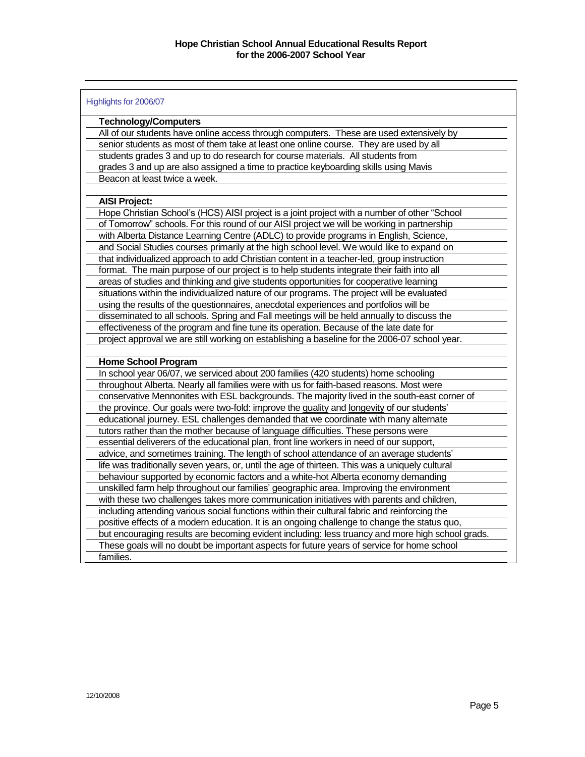# Hope Christian School Annual Educational Results Report for the 2006-2007 School Year

Highlights for 2006/07

**Technology/Computers**

All of our students have online access through computers. These are used extensively by senior students as most of them take at least one online course. They are used by all students grades 3 and up to do research for course materials. All students from grades 3 and up are also assigned a time to practice keyboarding skills using Mavis Beacon at least twice a week.

**AISI Project:**

Hope Christian School's (HCS) AISI project is a joint project with a number of other "School of Tomorrow" schools. For this round of our AISI project we will be working in partnership with Alberta Distance Learning Centre (ADLC) to provide programs in English, Science, and Social Studies courses primarily at the high school level. We would like to expand on that individualized approach to add Christian content in a teacher-led, group instruction format. The main purpose of our project is to help students integrate their faith into all areas of studies and thinking and give students opportunities for cooperative learning situations within the individualized nature of our programs. The project will be evaluated using the results of the questionnaires, anecdotal experiences and portfolios will be disseminated to all schools. Spring and Fall meetings will be held annually to discuss the effectiveness of the program and fine tune its operation. Because of the late date for project approval we are still working on establishing a baseline for the 2006-07 school year.

**Home School Program**

In school year 06/07, we serviced about 200 families (420 students) home schooling throughout Alberta. Nearly all families were with us for faith-based reasons. Most were conservative Mennonites with ESL backgrounds. The majority lived in the south-east corner of the province. Our goals were two-fold: improve the quality and longevity of our students' educational journey. ESL challenges demanded that we coordinate with many alternate tutors rather than the mother because of language difficulties. These persons were essential deliverers of the educational plan, front line workers in need of our support, advice, and sometimes training. The length of school attendance of an average students' life was traditionally seven years, or, until the age of thirteen. This was a uniquely cultural behaviour supported by economic factors and a white-hot Alberta economy demanding unskilled farm help throughout our families' geographic area. Improving the environment with these two challenges takes more communication initiatives with parents and children, including attending various social functions within their cultural fabric and reinforcing the positive effects of a modern education. It is an ongoing challenge to change the status quo, but encouraging results are becoming evident including: less truancy and more high school grads. These goals will no doubt be important aspects for future years of service for home school families.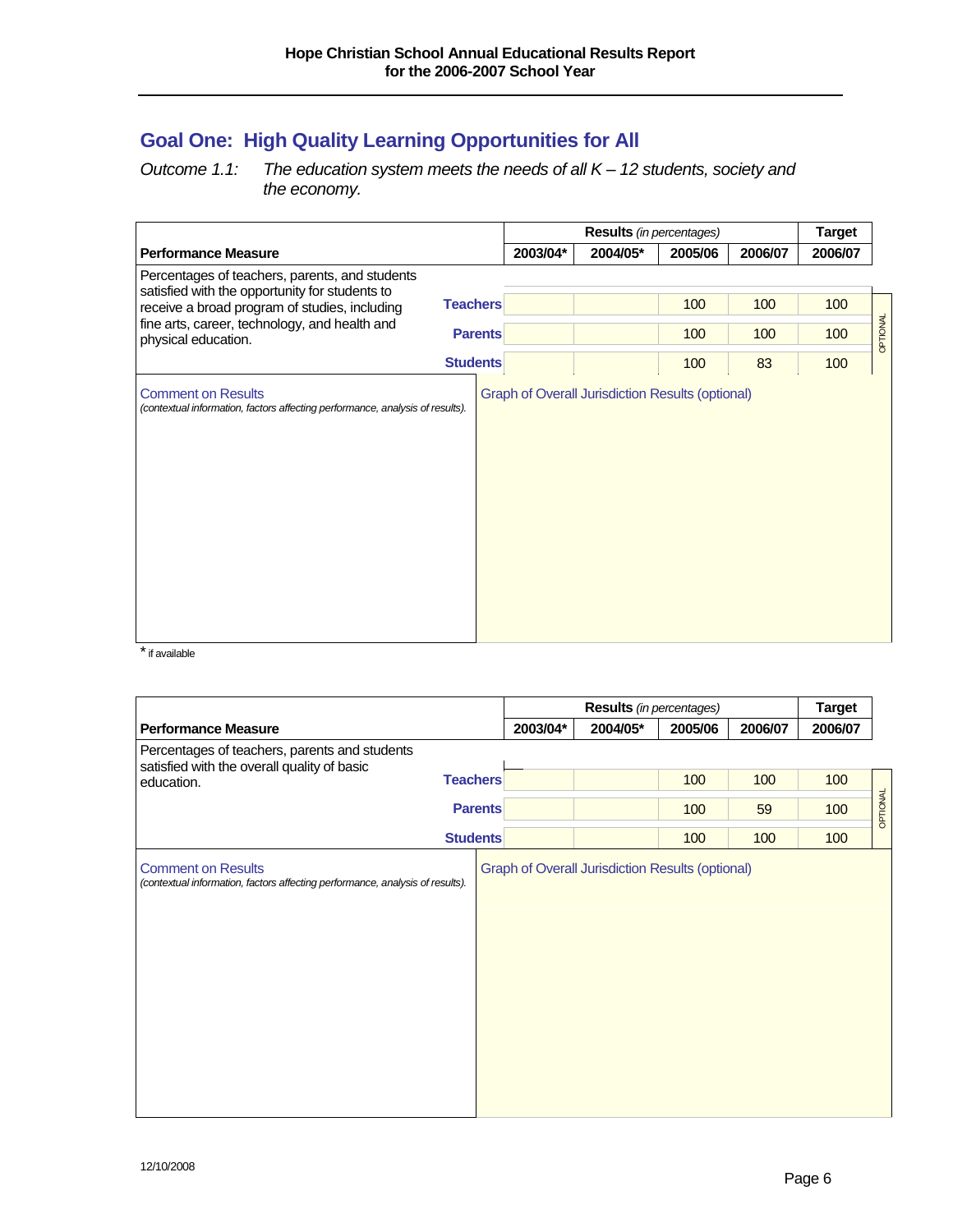## Goal One: High Quality Learning Opportunities for All

*Outcome 1.1: The education system meets the needs of all K – 12 students, society and the economy.*

| Performance Measure | | Results *(in percentages)* | | | | Target |
|---|---|---|---|---|---|---|
| | | 2003/04* | 2004/05* | 2005/06 | 2006/07 | 2006/07 |
| Percentages of teachers, parents, and students satisfied with the opportunity for students to receive a broad program of studies, including fine arts, career, technology, and health and physical education. | Teachers | | | 100 | 100 | 100 |
| | Parents | | | 100 | 100 | 100 |
| | Students | | | 100 | 83 | 100 |

OPTIONAL

Comment on Results
*(contextual information, factors affecting performance, analysis of results).*

Graph of Overall Jurisdiction Results (optional)

* if available

| Performance Measure | | Results *(in percentages)* | | | | Target |
|---|---|---|---|---|---|---|
| | | 2003/04* | 2004/05* | 2005/06 | 2006/07 | 2006/07 |
| Percentages of teachers, parents and students satisfied with the overall quality of basic education. | Teachers | | | 100 | 100 | 100 |
| | Parents | | | 100 | 59 | 100 |
| | Students | | | 100 | 100 | 100 |

OPTIONAL

Comment on Results
*(contextual information, factors affecting performance, analysis of results).*

Graph of Overall Jurisdiction Results (optional)

12/10/2008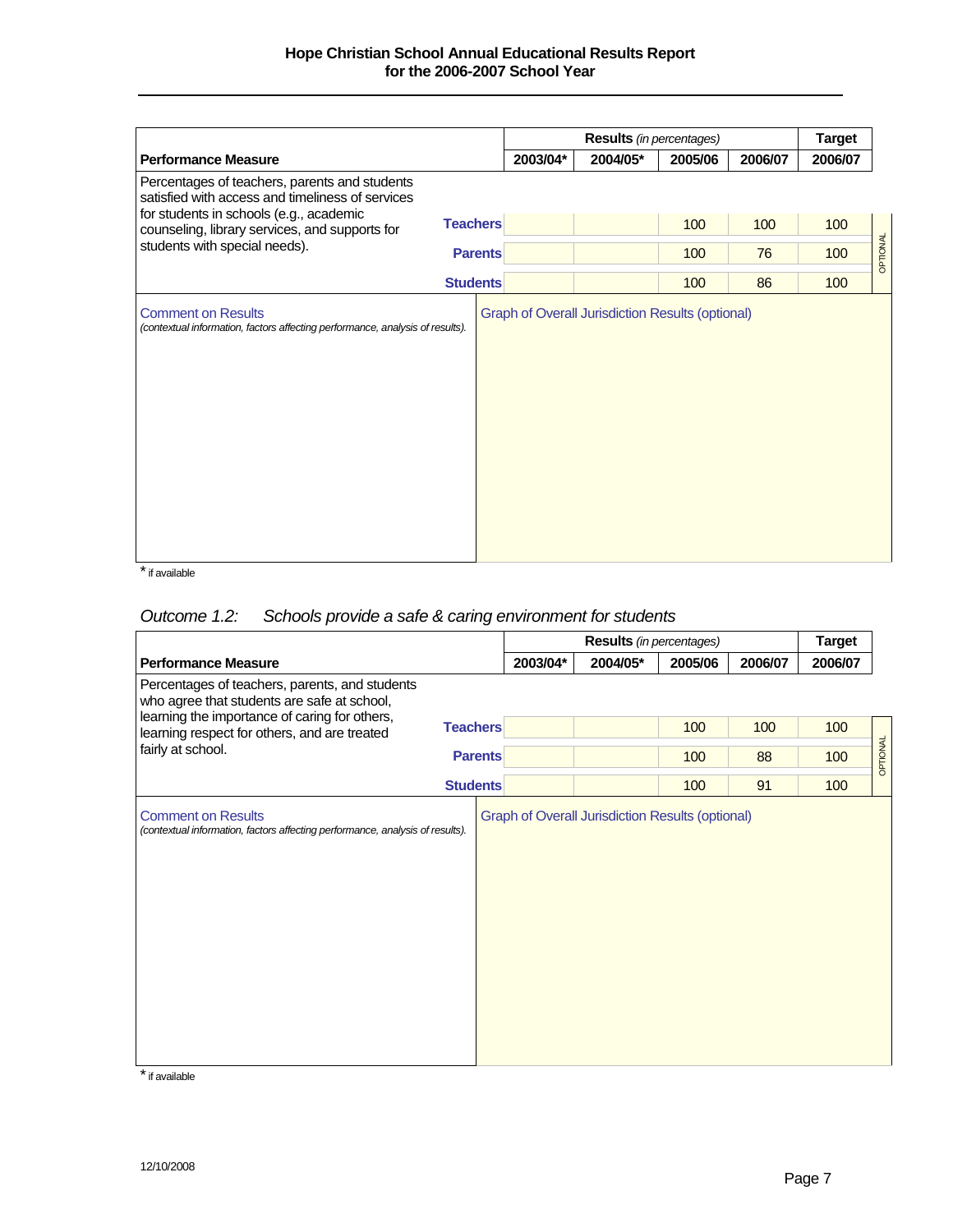| Performance Measure | | Results *(in percentages)* | | | | Target | |
|---|---|---|---|---|---|---|---|
| | | 2003/04* | 2004/05* | 2005/06 | 2006/07 | 2006/07 | |
| Percentages of teachers, parents and students satisfied with access and timeliness of services for students in schools (e.g., academic counseling, library services, and supports for students with special needs). | Teachers | | | 100 | 100 | 100 | OPTIONAL |
| | Parents | | | 100 | 76 | 100 | |
| | Students | | | 100 | 86 | 100 | |

Comment on Results
*(contextual information, factors affecting performance, analysis of results).*

Graph of Overall Jurisdiction Results (optional)

\* if available

*Outcome 1.2: Schools provide a safe & caring environment for students*

| Performance Measure | | Results *(in percentages)* | | | | Target | |
|---|---|---|---|---|---|---|---|
| | | 2003/04* | 2004/05* | 2005/06 | 2006/07 | 2006/07 | |
| Percentages of teachers, parents, and students who agree that students are safe at school, learning the importance of caring for others, learning respect for others, and are treated fairly at school. | Teachers | | | 100 | 100 | 100 | OPTIONAL |
| | Parents | | | 100 | 88 | 100 | |
| | Students | | | 100 | 91 | 100 | |

Comment on Results
*(contextual information, factors affecting performance, analysis of results).*

Graph of Overall Jurisdiction Results (optional)

\* if available

12/10/2008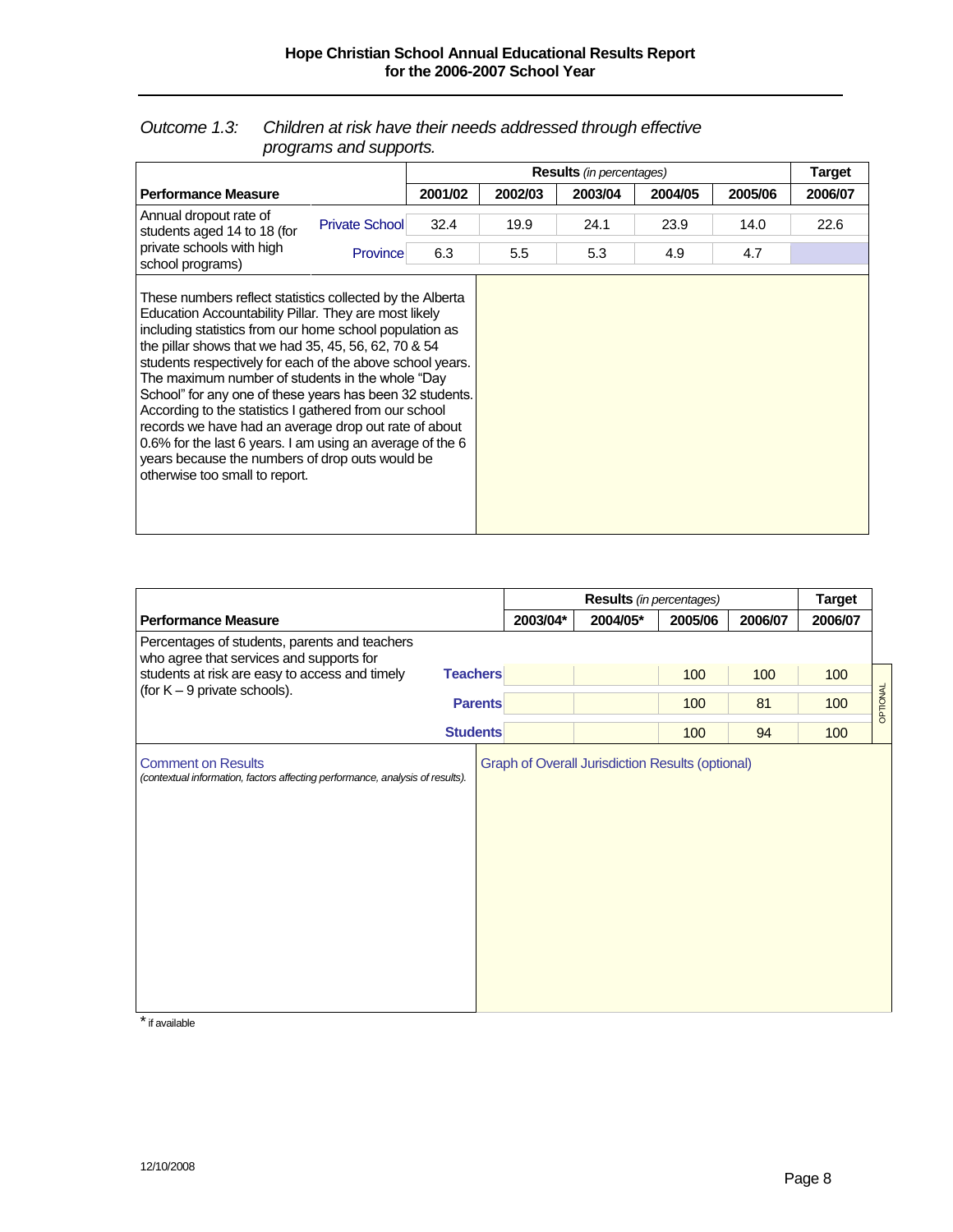*Outcome 1.3: Children at risk have their needs addressed through effective programs and supports.*

| Performance Measure | | Results *(in percentages)* | | | | | Target |
|---|---|---|---|---|---|---|---|
| | | 2001/02 | 2002/03 | 2003/04 | 2004/05 | 2005/06 | 2006/07 |
| Annual dropout rate of students aged 14 to 18 (for private schools with high school programs) | Private School | 32.4 | 19.9 | 24.1 | 23.9 | 14.0 | 22.6 |
| | Province | 6.3 | 5.5 | 5.3 | 4.9 | 4.7 | |

These numbers reflect statistics collected by the Alberta Education Accountability Pillar. They are most likely including statistics from our home school population as the pillar shows that we had 35, 45, 56, 62, 70 & 54 students respectively for each of the above school years. The maximum number of students in the whole "Day School" for any one of these years has been 32 students. According to the statistics I gathered from our school records we have had an average drop out rate of about 0.6% for the last 6 years. I am using an average of the 6 years because the numbers of drop outs would be otherwise too small to report.

| Performance Measure | | Results *(in percentages)* | | | | Target |
|---|---|---|---|---|---|---|
| | | 2003/04* | 2004/05* | 2005/06 | 2006/07 | 2006/07 |
| Percentages of students, parents and teachers who agree that services and supports for students at risk are easy to access and timely (for K – 9 private schools). | Teachers | | | 100 | 100 | 100 |
| | Parents | | | 100 | 81 | 100 |
| | Students | | | 100 | 94 | 100 |

OPTIONAL

Comment on Results
*(contextual information, factors affecting performance, analysis of results).*

Graph of Overall Jurisdiction Results (optional)

\* if available

12/10/2008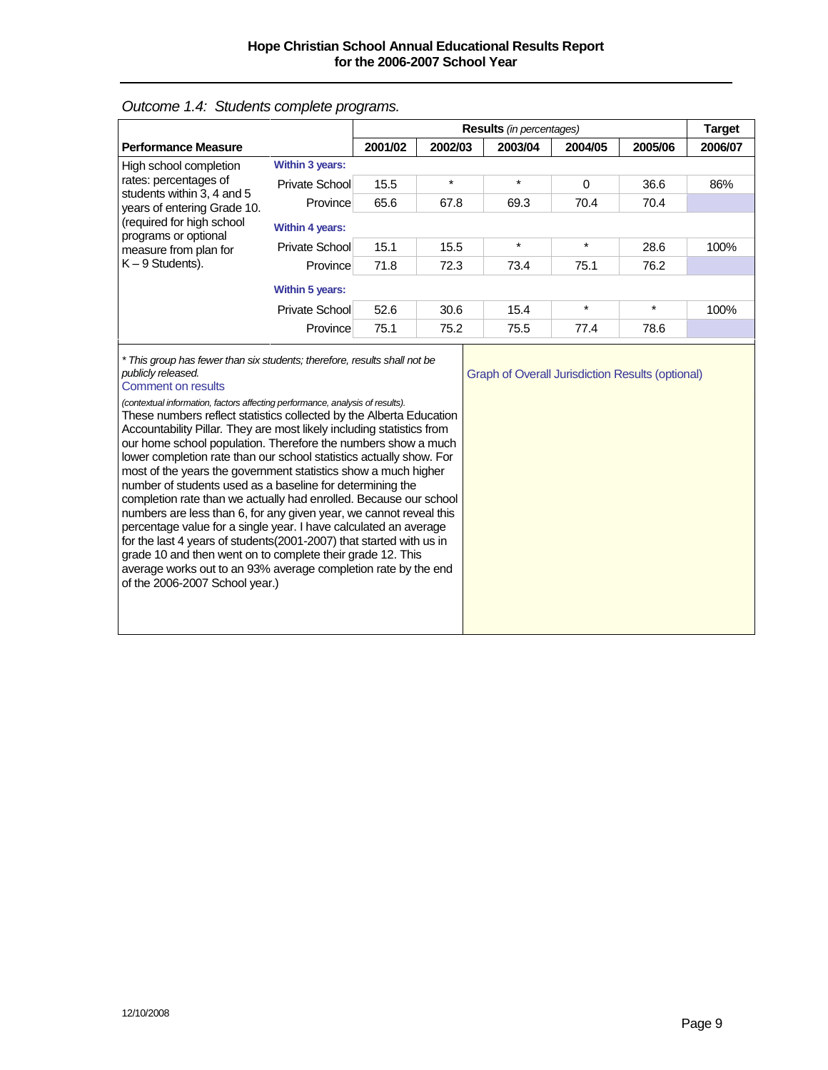*Outcome 1.4: Students complete programs.*

| Performance Measure | | Results *(in percentages)* | | | | | Target |
|---|---|---|---|---|---|---|---|
| | | 2001/02 | 2002/03 | 2003/04 | 2004/05 | 2005/06 | 2006/07 |
| High school completion rates: percentages of students within 3, 4 and 5 years of entering Grade 10. (required for high school programs or optional measure from plan for K – 9 Students). | **Within 3 years:** | | | | | | |
| | Private School | 15.5 | * | * | 0 | 36.6 | 86% |
| | Province | 65.6 | 67.8 | 69.3 | 70.4 | 70.4 | |
| | **Within 4 years:** | | | | | | |
| | Private School | 15.1 | 15.5 | * | * | 28.6 | 100% |
| | Province | 71.8 | 72.3 | 73.4 | 75.1 | 76.2 | |
| | **Within 5 years:** | | | | | | |
| | Private School | 52.6 | 30.6 | 15.4 | * | * | 100% |
| | Province | 75.1 | 75.2 | 75.5 | 77.4 | 78.6 | |

*\* This group has fewer than six students; therefore, results shall not be publicly released.*

Comment on results

*(contextual information, factors affecting performance, analysis of results).*
These numbers reflect statistics collected by the Alberta Education Accountability Pillar. They are most likely including statistics from our home school population. Therefore the numbers show a much lower completion rate than our school statistics actually show. For most of the years the government statistics show a much higher number of students used as a baseline for determining the completion rate than we actually had enrolled. Because our school numbers are less than 6, for any given year, we cannot reveal this percentage value for a single year. I have calculated an average for the last 4 years of students(2001-2007) that started with us in grade 10 and then went on to complete their grade 12. This average works out to an 93% average completion rate by the end of the 2006-2007 School year.)

Graph of Overall Jurisdiction Results (optional)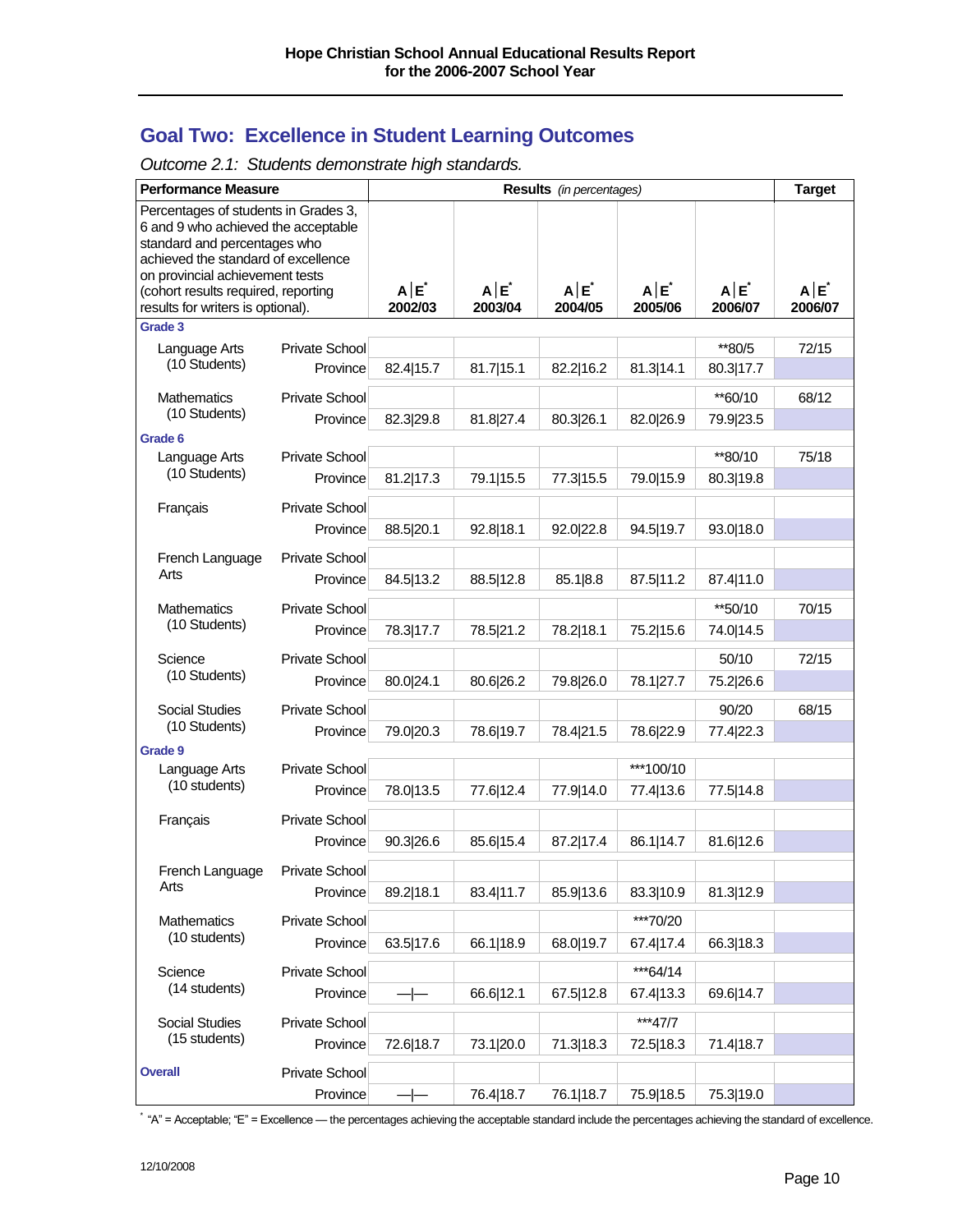## Goal Two: Excellence in Student Learning Outcomes

*Outcome 2.1: Students demonstrate high standards.*

| Performance Measure | | Results *(in percentages)* | | | | | Target |
|---|---|---|---|---|---|---|---|
| Percentages of students in Grades 3, 6 and 9 who achieved the acceptable standard and percentages who achieved the standard of excellence on provincial achievement tests (cohort results required, reporting results for writers is optional). | | A\|E* 2002/03 | A\|E* 2003/04 | A\|E* 2004/05 | A\|E* 2005/06 | A\|E* 2006/07 | A\|E* 2006/07 |
| **Grade 3** | | | | | | | |
| Language Arts (10 Students) | Private School | | | | | **80/5 | 72/15 |
| | Province | 82.4\|15.7 | 81.7\|15.1 | 82.2\|16.2 | 81.3\|14.1 | 80.3\|17.7 | |
| Mathematics (10 Students) | Private School | | | | | **60/10 | 68/12 |
| | Province | 82.3\|29.8 | 81.8\|27.4 | 80.3\|26.1 | 82.0\|26.9 | 79.9\|23.5 | |
| **Grade 6** | | | | | | | |
| Language Arts (10 Students) | Private School | | | | | **80/10 | 75/18 |
| | Province | 81.2\|17.3 | 79.1\|15.5 | 77.3\|15.5 | 79.0\|15.9 | 80.3\|19.8 | |
| Français | Private School | | | | | | |
| | Province | 88.5\|20.1 | 92.8\|18.1 | 92.0\|22.8 | 94.5\|19.7 | 93.0\|18.0 | |
| French Language Arts | Private School | | | | | | |
| | Province | 84.5\|13.2 | 88.5\|12.8 | 85.1\|8.8 | 87.5\|11.2 | 87.4\|11.0 | |
| Mathematics (10 Students) | Private School | | | | | **50/10 | 70/15 |
| | Province | 78.3\|17.7 | 78.5\|21.2 | 78.2\|18.1 | 75.2\|15.6 | 74.0\|14.5 | |
| Science (10 Students) | Private School | | | | | 50/10 | 72/15 |
| | Province | 80.0\|24.1 | 80.6\|26.2 | 79.8\|26.0 | 78.1\|27.7 | 75.2\|26.6 | |
| Social Studies (10 Students) | Private School | | | | | 90/20 | 68/15 |
| | Province | 79.0\|20.3 | 78.6\|19.7 | 78.4\|21.5 | 78.6\|22.9 | 77.4\|22.3 | |
| **Grade 9** | | | | | | | |
| Language Arts (10 students) | Private School | | | | ***100/10 | | |
| | Province | 78.0\|13.5 | 77.6\|12.4 | 77.9\|14.0 | 77.4\|13.6 | 77.5\|14.8 | |
| Français | Private School | | | | | | |
| | Province | 90.3\|26.6 | 85.6\|15.4 | 87.2\|17.4 | 86.1\|14.7 | 81.6\|12.6 | |
| French Language Arts | Private School | | | | | | |
| | Province | 89.2\|18.1 | 83.4\|11.7 | 85.9\|13.6 | 83.3\|10.9 | 81.3\|12.9 | |
| Mathematics (10 students) | Private School | | | | ***70/20 | | |
| | Province | 63.5\|17.6 | 66.1\|18.9 | 68.0\|19.7 | 67.4\|17.4 | 66.3\|18.3 | |
| Science (14 students) | Private School | | | | ***64/14 | | |
| | Province | —\|— | 66.6\|12.1 | 67.5\|12.8 | 67.4\|13.3 | 69.6\|14.7 | |
| Social Studies (15 students) | Private School | | | | ***47/7 | | |
| | Province | 72.6\|18.7 | 73.1\|20.0 | 71.3\|18.3 | 72.5\|18.3 | 71.4\|18.7 | |
| **Overall** | Private School | | | | | | |
| | Province | —\|— | 76.4\|18.7 | 76.1\|18.7 | 75.9\|18.5 | 75.3\|19.0 | |

\* "A" = Acceptable; "E" = Excellence — the percentages achieving the acceptable standard include the percentages achieving the standard of excellence.

12/10/2008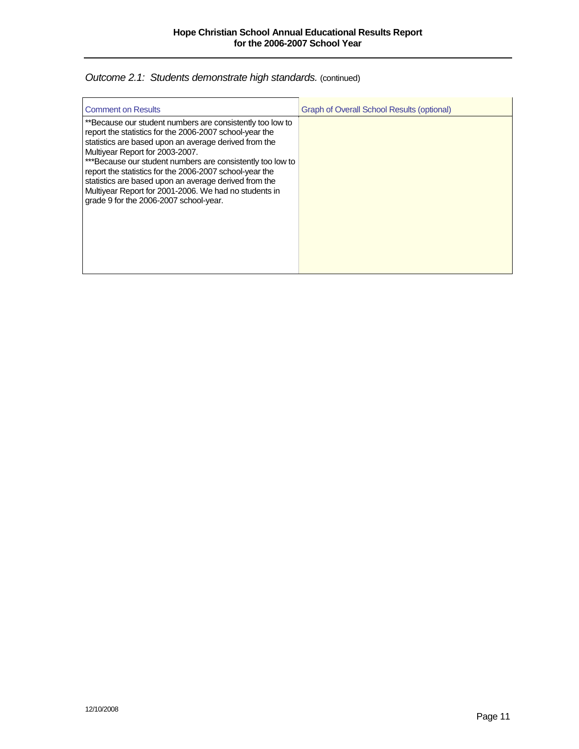*Outcome 2.1: Students demonstrate high standards.* (continued)

| Comment on Results | Graph of Overall School Results (optional) |
| --- | --- |
| **Because our student numbers are consistently too low to report the statistics for the 2006-2007 school-year the statistics are based upon an average derived from the Multiyear Report for 2003-2007.<br>***Because our student numbers are consistently too low to report the statistics for the 2006-2007 school-year the statistics are based upon an average derived from the Multiyear Report for 2001-2006. We had no students in grade 9 for the 2006-2007 school-year. | |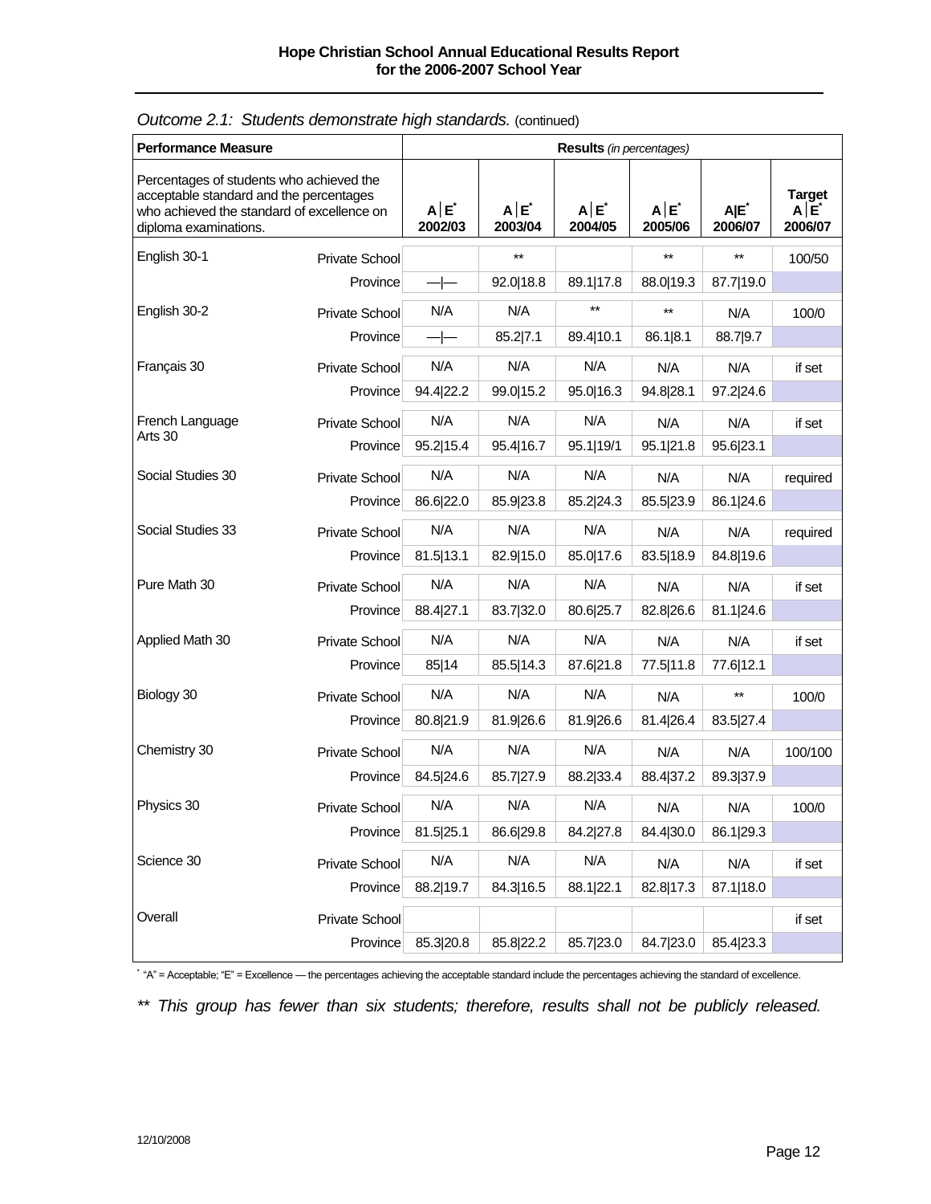*Outcome 2.1: Students demonstrate high standards.* (continued)

| Performance Measure | | Results *(in percentages)* | | | | | |
|---|---|---|---|---|---|---|---|
| Percentages of students who achieved the acceptable standard and the percentages who achieved the standard of excellence on diploma examinations. | | A \| E* 2002/03 | A \| E* 2003/04 | A \| E* 2004/05 | A \| E* 2005/06 | A\|E* 2006/07 | Target A \| E* 2006/07 |
| English 30-1 | Private School | | ** | | ** | ** | 100/50 |
| | Province | —\|— | 92.0\|18.8 | 89.1\|17.8 | 88.0\|19.3 | 87.7\|19.0 | |
| English 30-2 | Private School | N/A | N/A | ** | ** | N/A | 100/0 |
| | Province | —\|— | 85.2\|7.1 | 89.4\|10.1 | 86.1\|8.1 | 88.7\|9.7 | |
| Français 30 | Private School | N/A | N/A | N/A | N/A | N/A | if set |
| | Province | 94.4\|22.2 | 99.0\|15.2 | 95.0\|16.3 | 94.8\|28.1 | 97.2\|24.6 | |
| French Language Arts 30 | Private School | N/A | N/A | N/A | N/A | N/A | if set |
| | Province | 95.2\|15.4 | 95.4\|16.7 | 95.1\|19/1 | 95.1\|21.8 | 95.6\|23.1 | |
| Social Studies 30 | Private School | N/A | N/A | N/A | N/A | N/A | required |
| | Province | 86.6\|22.0 | 85.9\|23.8 | 85.2\|24.3 | 85.5\|23.9 | 86.1\|24.6 | |
| Social Studies 33 | Private School | N/A | N/A | N/A | N/A | N/A | required |
| | Province | 81.5\|13.1 | 82.9\|15.0 | 85.0\|17.6 | 83.5\|18.9 | 84.8\|19.6 | |
| Pure Math 30 | Private School | N/A | N/A | N/A | N/A | N/A | if set |
| | Province | 88.4\|27.1 | 83.7\|32.0 | 80.6\|25.7 | 82.8\|26.6 | 81.1\|24.6 | |
| Applied Math 30 | Private School | N/A | N/A | N/A | N/A | N/A | if set |
| | Province | 85\|14 | 85.5\|14.3 | 87.6\|21.8 | 77.5\|11.8 | 77.6\|12.1 | |
| Biology 30 | Private School | N/A | N/A | N/A | N/A | ** | 100/0 |
| | Province | 80.8\|21.9 | 81.9\|26.6 | 81.9\|26.6 | 81.4\|26.4 | 83.5\|27.4 | |
| Chemistry 30 | Private School | N/A | N/A | N/A | N/A | N/A | 100/100 |
| | Province | 84.5\|24.6 | 85.7\|27.9 | 88.2\|33.4 | 88.4\|37.2 | 89.3\|37.9 | |
| Physics 30 | Private School | N/A | N/A | N/A | N/A | N/A | 100/0 |
| | Province | 81.5\|25.1 | 86.6\|29.8 | 84.2\|27.8 | 84.4\|30.0 | 86.1\|29.3 | |
| Science 30 | Private School | N/A | N/A | N/A | N/A | N/A | if set |
| | Province | 88.2\|19.7 | 84.3\|16.5 | 88.1\|22.1 | 82.8\|17.3 | 87.1\|18.0 | |
| Overall | Private School | | | | | | if set |
| | Province | 85.3\|20.8 | 85.8\|22.2 | 85.7\|23.0 | 84.7\|23.0 | 85.4\|23.3 | |

* "A" = Acceptable; "E" = Excellence — the percentages achieving the acceptable standard include the percentages achieving the standard of excellence.

*** This group has fewer than six students; therefore, results shall not be publicly released.*

12/10/2008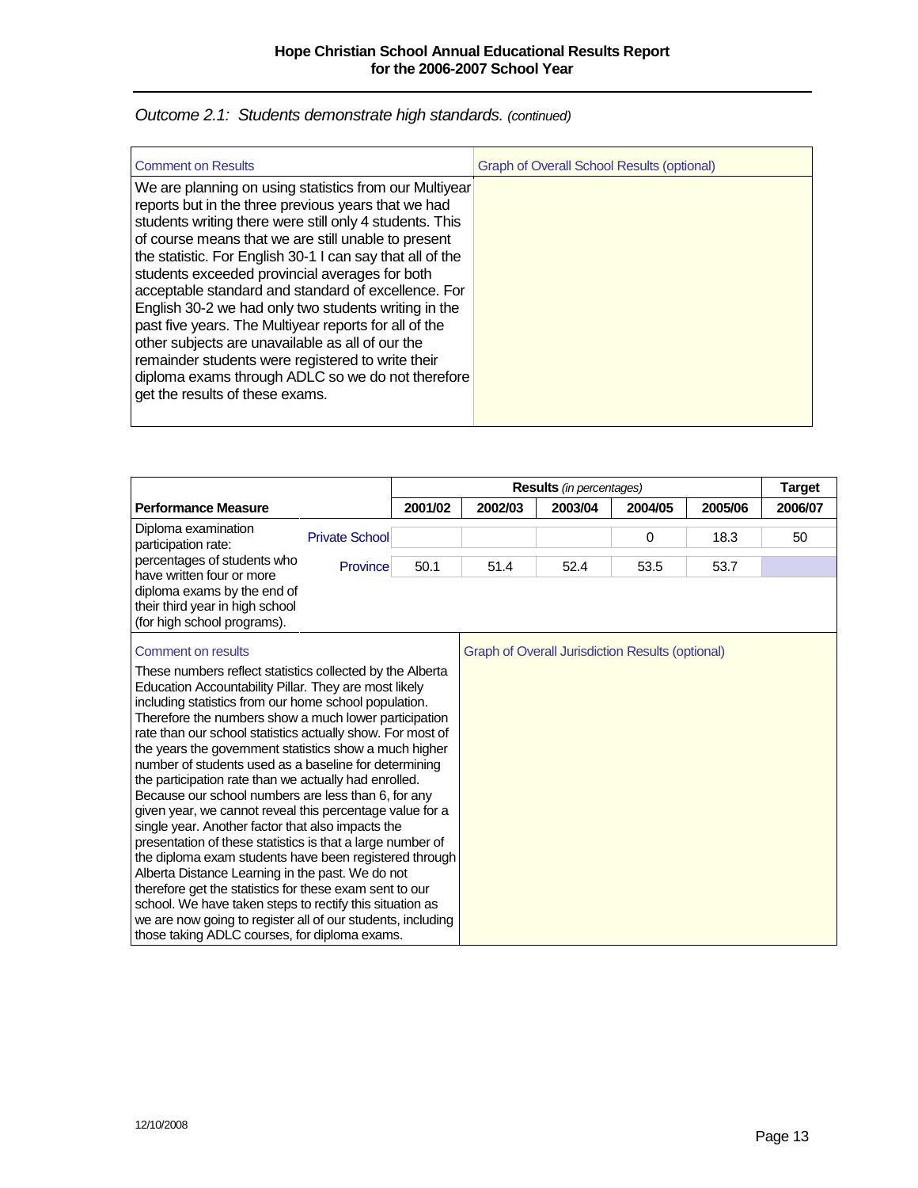*Outcome 2.1: Students demonstrate high standards. (continued)*

| Comment on Results | Graph of Overall School Results (optional) |
| --- | --- |
| We are planning on using statistics from our Multiyear reports but in the three previous years that we had students writing there were still only 4 students. This of course means that we are still unable to present the statistic. For English 30-1 I can say that all of the students exceeded provincial averages for both acceptable standard and standard of excellence. For English 30-2 we had only two students writing in the past five years. The Multiyear reports for all of the other subjects are unavailable as all of our the remainder students were registered to write their diploma exams through ADLC so we do not therefore get the results of these exams. | |

| Performance Measure | | Results *(in percentages)* | | | | | Target |
| --- | --- | --- | --- | --- | --- | --- | --- |
| | | 2001/02 | 2002/03 | 2003/04 | 2004/05 | 2005/06 | 2006/07 |
| Diploma examination participation rate: percentages of students who have written four or more diploma exams by the end of their third year in high school (for high school programs). | Private School | | | | 0 | 18.3 | 50 |
| | Province | 50.1 | 51.4 | 52.4 | 53.5 | 53.7 | |

| Comment on results | Graph of Overall Jurisdiction Results (optional) |
| --- | --- |
| These numbers reflect statistics collected by the Alberta Education Accountability Pillar. They are most likely including statistics from our home school population. Therefore the numbers show a much lower participation rate than our school statistics actually show. For most of the years the government statistics show a much higher number of students used as a baseline for determining the participation rate than we actually had enrolled. Because our school numbers are less than 6, for any given year, we cannot reveal this percentage value for a single year. Another factor that also impacts the presentation of these statistics is that a large number of the diploma exam students have been registered through Alberta Distance Learning in the past. We do not therefore get the statistics for these exam sent to our school. We have taken steps to rectify this situation as we are now going to register all of our students, including those taking ADLC courses, for diploma exams. | |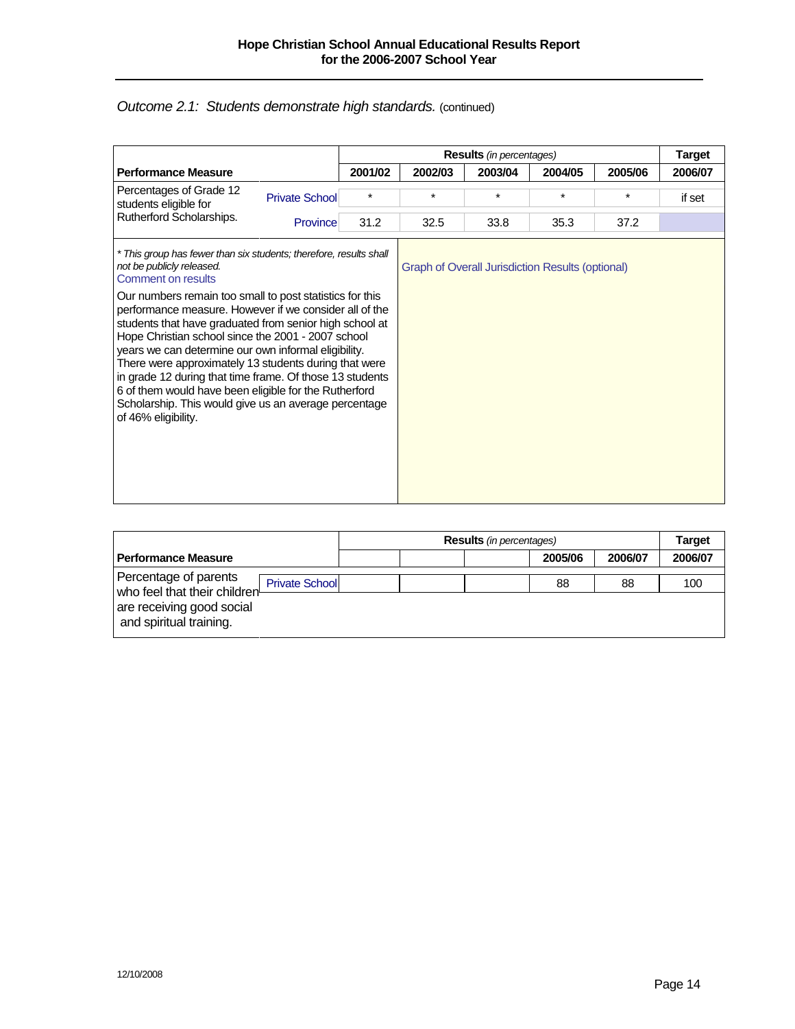*Outcome 2.1: Students demonstrate high standards.* (continued)

| Performance Measure | | Results *(in percentages)* | | | | | Target |
|---|---|---|---|---|---|---|---|
| | | 2001/02 | 2002/03 | 2003/04 | 2004/05 | 2005/06 | 2006/07 |
| Percentages of Grade 12 students eligible for Rutherford Scholarships. | Private School | * | * | * | * | * | if set |
| | Province | 31.2 | 32.5 | 33.8 | 35.3 | 37.2 | |

*\* This group has fewer than six students; therefore, results shall not be publicly released.*

Comment on results

Our numbers remain too small to post statistics for this performance measure. However if we consider all of the students that have graduated from senior high school at Hope Christian school since the 2001 - 2007 school years we can determine our own informal eligibility. There were approximately 13 students during that were in grade 12 during that time frame. Of those 13 students 6 of them would have been eligible for the Rutherford Scholarship. This would give us an average percentage of 46% eligibility.

Graph of Overall Jurisdiction Results (optional)

| Performance Measure | | Results *(in percentages)* | | | | | Target |
|---|---|---|---|---|---|---|---|
| | | | | | 2005/06 | 2006/07 | 2006/07 |
| Percentage of parents who feel that their children are receiving good social and spiritual training. | Private School | | | | 88 | 88 | 100 |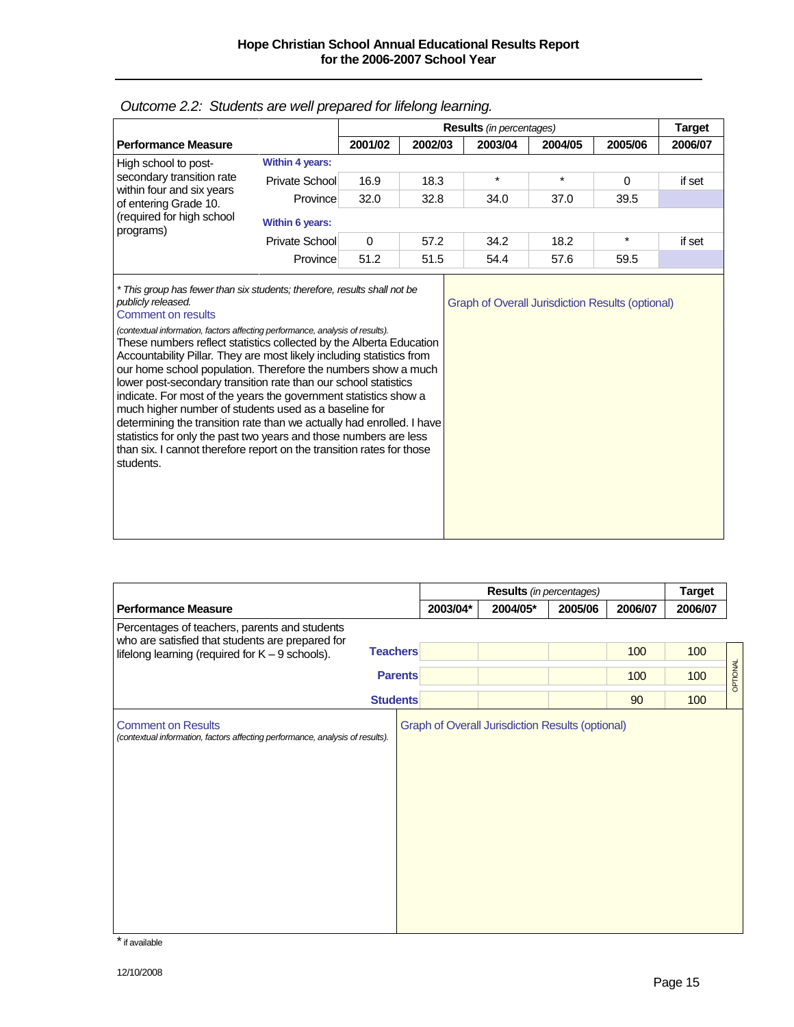*Outcome 2.2: Students are well prepared for lifelong learning.*

| Performance Measure | | Results *(in percentages)* | | | | | Target |
|---|---|---|---|---|---|---|---|
| | | 2001/02 | 2002/03 | 2003/04 | 2004/05 | 2005/06 | 2006/07 |
| High school to post-secondary transition rate within four and six years of entering Grade 10. (required for high school programs) | **Within 4 years:** | | | | | | |
| | Private School | 16.9 | 18.3 | * | * | 0 | if set |
| | Province | 32.0 | 32.8 | 34.0 | 37.0 | 39.5 | |
| | **Within 6 years:** | | | | | | |
| | Private School | 0 | 57.2 | 34.2 | 18.2 | * | if set |
| | Province | 51.2 | 51.5 | 54.4 | 57.6 | 59.5 | |

*\* This group has fewer than six students; therefore, results shall not be publicly released.*

Comment on results

*(contextual information, factors affecting performance, analysis of results).*

These numbers reflect statistics collected by the Alberta Education Accountability Pillar. They are most likely including statistics from our home school population. Therefore the numbers show a much lower post-secondary transition rate than our school statistics indicate. For most of the years the government statistics show a much higher number of students used as a baseline for determining the transition rate than we actually had enrolled. I have statistics for only the past two years and those numbers are less than six. I cannot therefore report on the transition rates for those students.

Graph of Overall Jurisdiction Results (optional)

| Performance Measure | | Results *(in percentages)* | | | | Target |
|---|---|---|---|---|---|---|
| | | 2003/04* | 2004/05* | 2005/06 | 2006/07 | 2006/07 |
| Percentages of teachers, parents and students who are satisfied that students are prepared for lifelong learning (required for K – 9 schools). | **Teachers** | | | | 100 | 100 |
| | **Parents** | | | | 100 | 100 |
| | **Students** | | | | 90 | 100 |

OPTIONAL

Comment on Results

*(contextual information, factors affecting performance, analysis of results).*

Graph of Overall Jurisdiction Results (optional)

\* if available

12/10/2008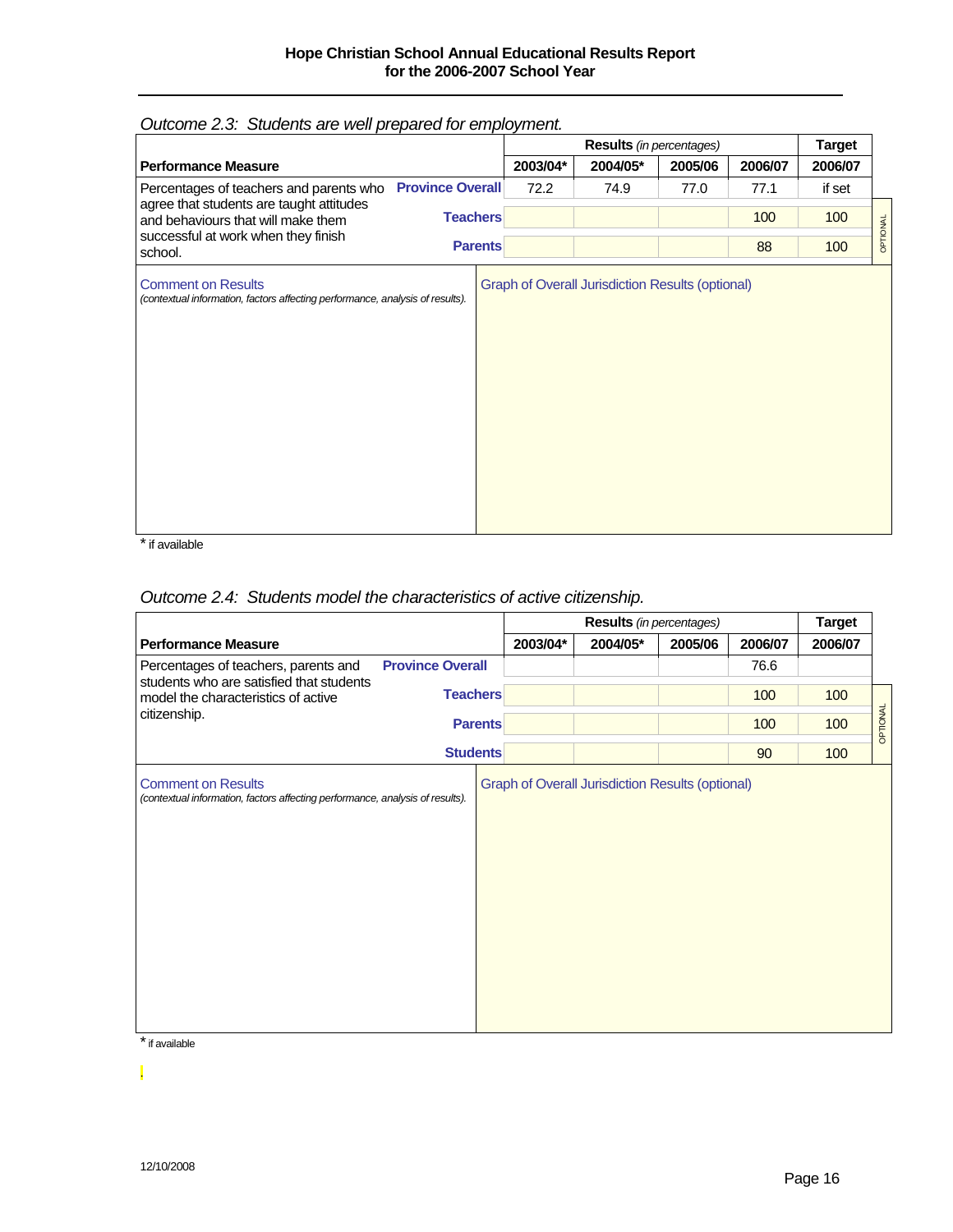*Outcome 2.3: Students are well prepared for employment.*

| Performance Measure | | Results *(in percentages)* | | | | Target | |
|---|---|---|---|---|---|---|---|
| | | 2003/04* | 2004/05* | 2005/06 | 2006/07 | 2006/07 | |
| Percentages of teachers and parents who agree that students are taught attitudes and behaviours that will make them successful at work when they finish school. | **Province Overall** | 72.2 | 74.9 | 77.0 | 77.1 | if set | |
| | **Teachers** | | | | 100 | 100 | OPTIONAL |
| | **Parents** | | | | 88 | 100 | |

| Comment on Results *(contextual information, factors affecting performance, analysis of results).* | Graph of Overall Jurisdiction Results (optional) |
|---|---|
| | |

\* if available

*Outcome 2.4: Students model the characteristics of active citizenship.*

| Performance Measure | | Results *(in percentages)* | | | | Target | |
|---|---|---|---|---|---|---|---|
| | | 2003/04* | 2004/05* | 2005/06 | 2006/07 | 2006/07 | |
| Percentages of teachers, parents and students who are satisfied that students model the characteristics of active citizenship. | **Province Overall** | | | | 76.6 | | |
| | **Teachers** | | | | 100 | 100 | OPTIONAL |
| | **Parents** | | | | 100 | 100 | |
| | **Students** | | | | 90 | 100 | |

| Comment on Results *(contextual information, factors affecting performance, analysis of results).* | Graph of Overall Jurisdiction Results (optional) |
|---|---|
| | |

\* if available

12/10/2008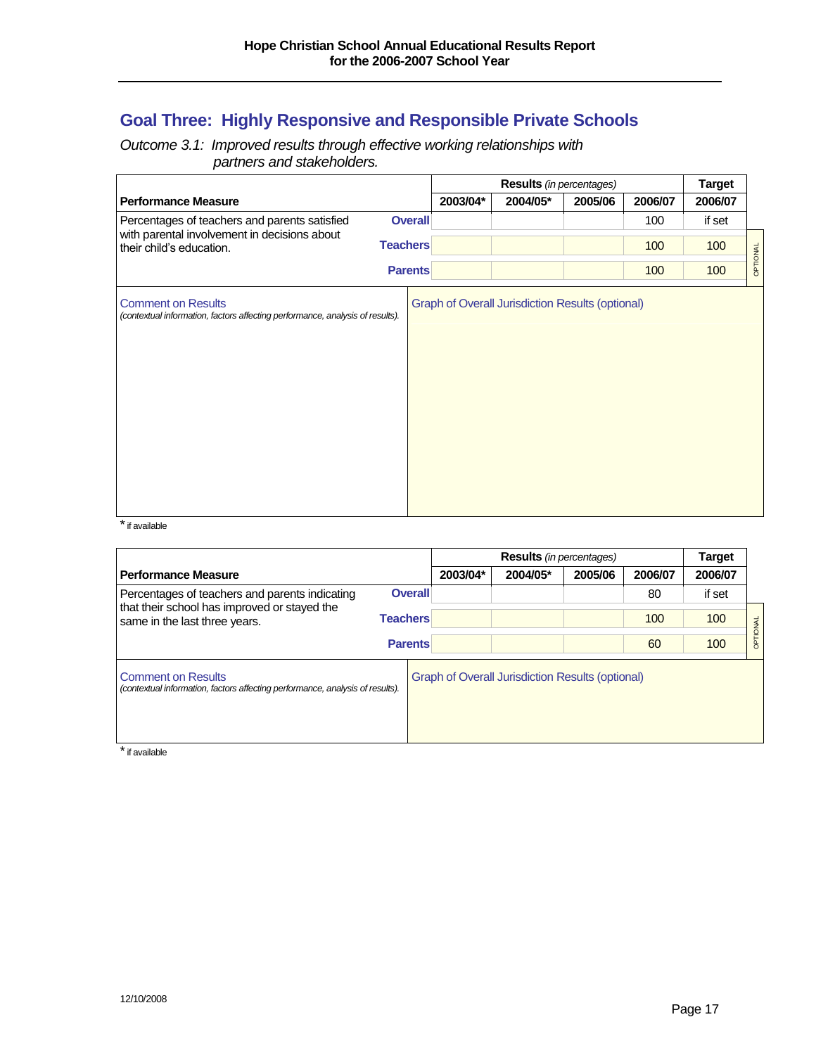## Goal Three: Highly Responsive and Responsible Private Schools

*Outcome 3.1: Improved results through effective working relationships with partners and stakeholders.*

| Performance Measure | | Results *(in percentages)* | | | | Target |
|---|---|---|---|---|---|---|
| | | 2003/04* | 2004/05* | 2005/06 | 2006/07 | 2006/07 |
| Percentages of teachers and parents satisfied with parental involvement in decisions about their child's education. | Overall | | | | 100 | if set |
| | Teachers | | | | 100 | 100 |
| | Parents | | | | 100 | 100 |

OPTIONAL

Comment on Results
*(contextual information, factors affecting performance, analysis of results).*

Graph of Overall Jurisdiction Results (optional)

* if available

| Performance Measure | | Results *(in percentages)* | | | | Target |
|---|---|---|---|---|---|---|
| | | 2003/04* | 2004/05* | 2005/06 | 2006/07 | 2006/07 |
| Percentages of teachers and parents indicating that their school has improved or stayed the same in the last three years. | Overall | | | | 80 | if set |
| | Teachers | | | | 100 | 100 |
| | Parents | | | | 60 | 100 |

OPTIONAL

Comment on Results
*(contextual information, factors affecting performance, analysis of results).*

Graph of Overall Jurisdiction Results (optional)

* if available

12/10/2008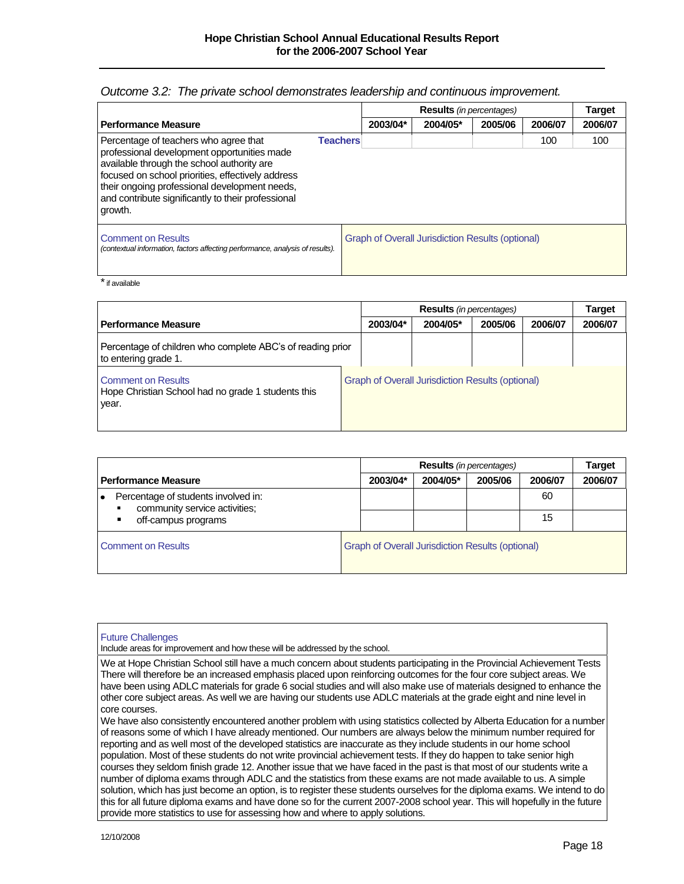*Outcome 3.2: The private school demonstrates leadership and continuous improvement.*

| Performance Measure | | Results *(in percentages)* | | | | Target |
|---|---|---|---|---|---|---|
| | | 2003/04* | 2004/05* | 2005/06 | 2006/07 | 2006/07 |
| Percentage of teachers who agree that professional development opportunities made available through the school authority are focused on school priorities, effectively address their ongoing professional development needs, and contribute significantly to their professional growth. | **Teachers** | | | | 100 | 100 |

Comment on Results
*(contextual information, factors affecting performance, analysis of results).*

Graph of Overall Jurisdiction Results (optional)

\* if available

| Performance Measure | Results *(in percentages)* | | | | Target |
|---|---|---|---|---|---|
| | 2003/04* | 2004/05* | 2005/06 | 2006/07 | 2006/07 |
| Percentage of children who complete ABC's of reading prior to entering grade 1. | | | | | |

Comment on Results
Hope Christian School had no grade 1 students this year.

Graph of Overall Jurisdiction Results (optional)

| Performance Measure | Results *(in percentages)* | | | | Target |
|---|---|---|---|---|---|
| | 2003/04* | 2004/05* | 2005/06 | 2006/07 | 2006/07 |
| Percentage of students involved in: community service activities; | | | | 60 | |
| off-campus programs | | | | 15 | |

Comment on Results

Graph of Overall Jurisdiction Results (optional)

Future Challenges
Include areas for improvement and how these will be addressed by the school.

We at Hope Christian School still have a much concern about students participating in the Provincial Achievement Tests There will therefore be an increased emphasis placed upon reinforcing outcomes for the four core subject areas. We have been using ADLC materials for grade 6 social studies and will also make use of materials designed to enhance the other core subject areas. As well we are having our students use ADLC materials at the grade eight and nine level in core courses.
We have also consistently encountered another problem with using statistics collected by Alberta Education for a number of reasons some of which I have already mentioned. Our numbers are always below the minimum number required for reporting and as well most of the developed statistics are inaccurate as they include students in our home school population. Most of these students do not write provincial achievement tests. If they do happen to take senior high courses they seldom finish grade 12. Another issue that we have faced in the past is that most of our students write a number of diploma exams through ADLC and the statistics from these exams are not made available to us. A simple solution, which has just become an option, is to register these students ourselves for the diploma exams. We intend to do this for all future diploma exams and have done so for the current 2007-2008 school year. This will hopefully in the future provide more statistics to use for assessing how and where to apply solutions.

12/10/2008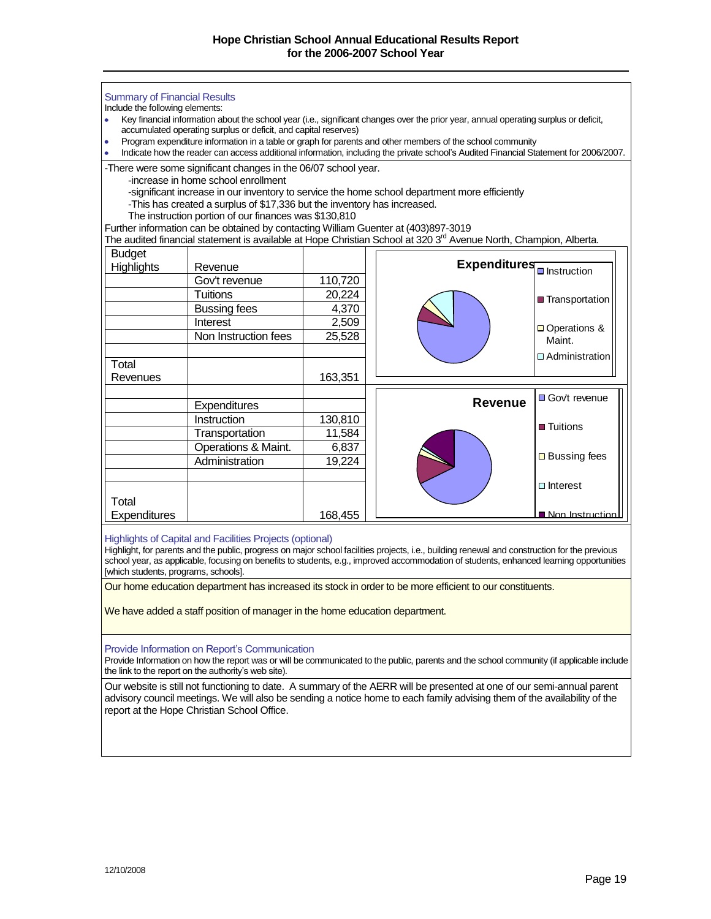**Hope Christian School Annual Educational Results Report for the 2006-2007 School Year**

Summary of Financial Results

Include the following elements:

- Key financial information about the school year (i.e., significant changes over the prior year, annual operating surplus or deficit, accumulated operating surplus or deficit, and capital reserves)
- Program expenditure information in a table or graph for parents and other members of the school community
- Indicate how the reader can access additional information, including the private school's Audited Financial Statement for 2006/2007.

-There were some significant changes in the 06/07 school year.

-increase in home school enrollment

-significant increase in our inventory to service the home school department more efficiently

-This has created a surplus of $17,336 but the inventory has increased.

The instruction portion of our finances was $130,810

Further information can be obtained by contacting William Guenter at (403)897-3019

The audited financial statement is available at Hope Christian School at 320 3rd Avenue North, Champion, Alberta.

| Budget Highlights | Revenue | |
|---|---|---|
| | Gov't revenue | 110,720 |
| | Tuitions | 20,224 |
| | Bussing fees | 4,370 |
| | Interest | 2,509 |
| | Non Instruction fees | 25,528 |
| | | |
| Total Revenues | | 163,351 |
| | | |
| | Expenditures | |
| | Instruction | 130,810 |
| | Transportation | 11,584 |
| | Operations & Maint. | 6,837 |
| | Administration | 19,224 |
| | | |
| Total Expenditures | | 168,455 |

Expenditures

Instruction

Transportation

Operations & Maint.

Administration

Revenue

Gov't revenue

Tuitions

Bussing fees

Interest

Non Instruction

Highlights of Capital and Facilities Projects (optional)

Highlight, for parents and the public, progress on major school facilities projects, i.e., building renewal and construction for the previous school year, as applicable, focusing on benefits to students, e.g., improved accommodation of students, enhanced learning opportunities [which students, programs, schools].

Our home education department has increased its stock in order to be more efficient to our constituents.

We have added a staff position of manager in the home education department.

Provide Information on Report's Communication

Provide Information on how the report was or will be communicated to the public, parents and the school community (if applicable include the link to the report on the authority's web site).

Our website is still not functioning to date. A summary of the AERR will be presented at one of our semi-annual parent advisory council meetings. We will also be sending a notice home to each family advising them of the availability of the report at the Hope Christian School Office.

12/10/2008